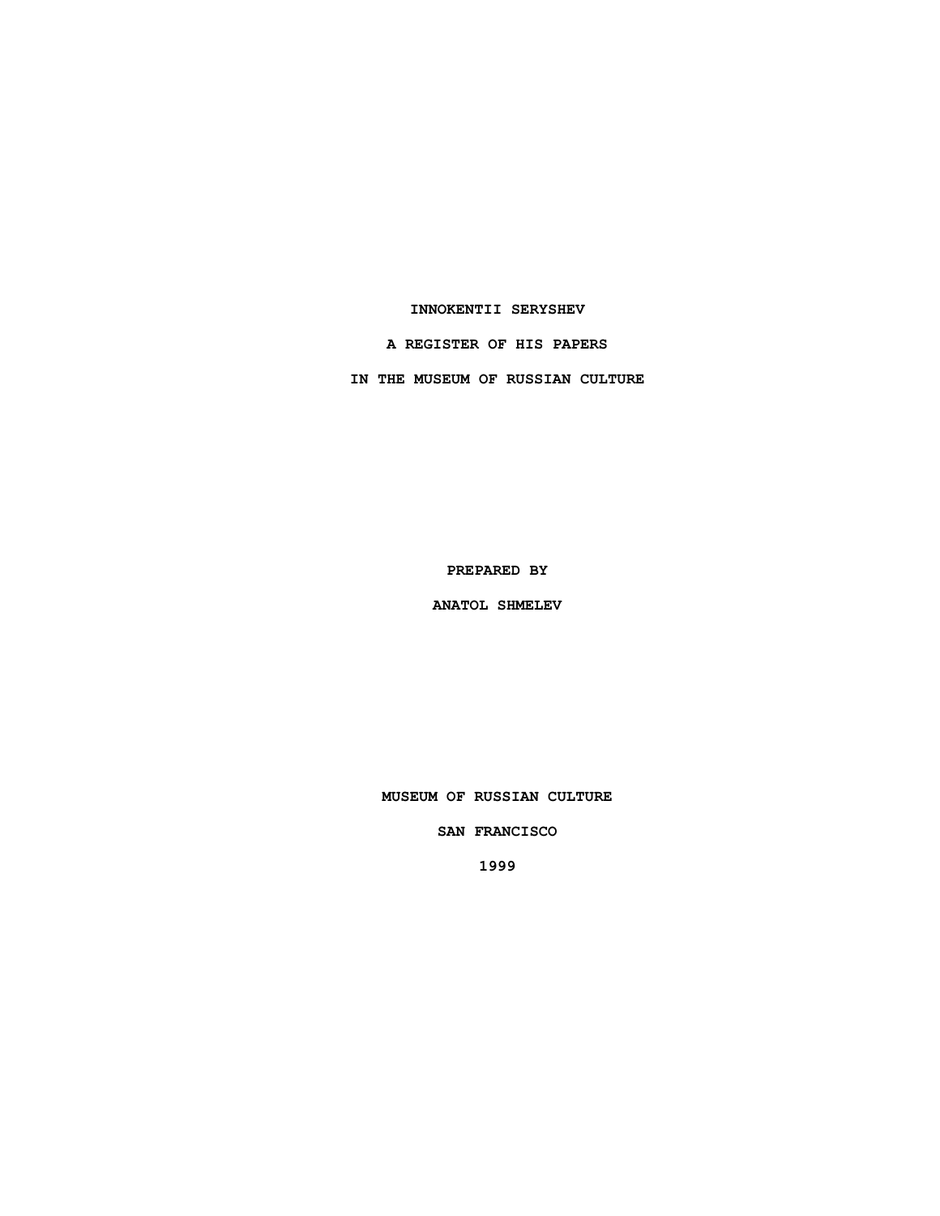# INNOKENTII SERYSHEV

## A REGISTER OF HIS PAPERS

## IN THE MUSEUM OF RUSSIAN CULTURE

PREPARED BY

ANATOL SHMELEV

MUSEUM OF RUSSIAN CULTURE

SAN FRANCISCO

1999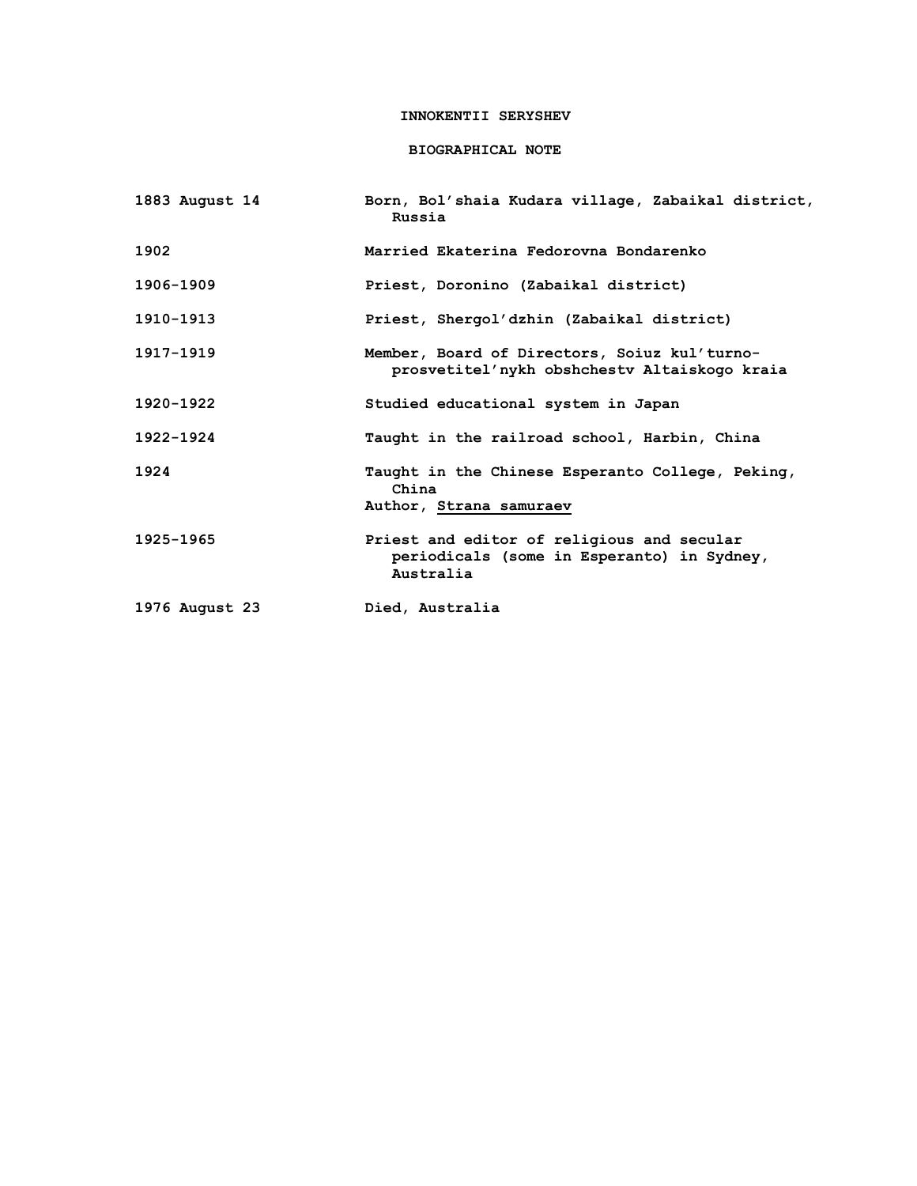# INNOKENTII SERYSHEV

## BIOGRAPHICAL NOTE

| | |
|---|---|
| 1883 August 14 | Born, Bol'shaia Kudara village, Zabaikal district, Russia |
| 1902 | Married Ekaterina Fedorovna Bondarenko |
| 1906-1909 | Priest, Doronino (Zabaikal district) |
| 1910-1913 | Priest, Shergol'dzhin (Zabaikal district) |
| 1917-1919 | Member, Board of Directors, Soiuz kul'turno-prosvetitel'nykh obshchestv Altaiskogo kraia |
| 1920-1922 | Studied educational system in Japan |
| 1922-1924 | Taught in the railroad school, Harbin, China |
| 1924 | Taught in the Chinese Esperanto College, Peking, China<br>Author, <u>Strana samuraev</u> |
| 1925-1965 | Priest and editor of religious and secular periodicals (some in Esperanto) in Sydney, Australia |
| 1976 August 23 | Died, Australia |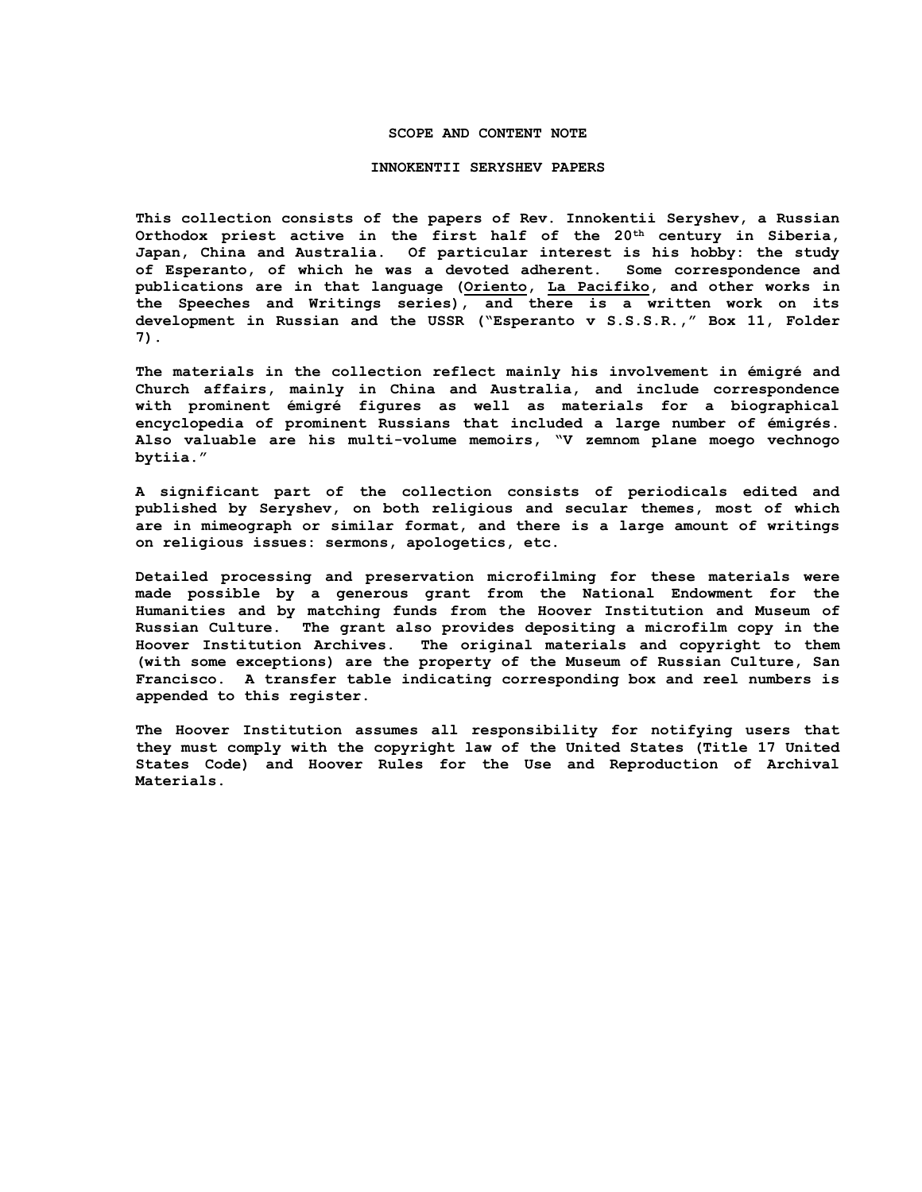## SCOPE AND CONTENT NOTE

### INNOKENTII SERYSHEV PAPERS

This collection consists of the papers of Rev. Innokentii Seryshev, a Russian Orthodox priest active in the first half of the 20th century in Siberia, Japan, China and Australia. Of particular interest is his hobby: the study of Esperanto, of which he was a devoted adherent. Some correspondence and publications are in that language (Oriento, La Pacifiko, and other works in the Speeches and Writings series), and there is a written work on its development in Russian and the USSR ("Esperanto v S.S.S.R.," Box 11, Folder 7).

The materials in the collection reflect mainly his involvement in émigré and Church affairs, mainly in China and Australia, and include correspondence with prominent émigré figures as well as materials for a biographical encyclopedia of prominent Russians that included a large number of émigrés. Also valuable are his multi-volume memoirs, "V zemnom plane moego vechnogo bytiia."

A significant part of the collection consists of periodicals edited and published by Seryshev, on both religious and secular themes, most of which are in mimeograph or similar format, and there is a large amount of writings on religious issues: sermons, apologetics, etc.

Detailed processing and preservation microfilming for these materials were made possible by a generous grant from the National Endowment for the Humanities and by matching funds from the Hoover Institution and Museum of Russian Culture. The grant also provides depositing a microfilm copy in the Hoover Institution Archives. The original materials and copyright to them (with some exceptions) are the property of the Museum of Russian Culture, San Francisco. A transfer table indicating corresponding box and reel numbers is appended to this register.

The Hoover Institution assumes all responsibility for notifying users that they must comply with the copyright law of the United States (Title 17 United States Code) and Hoover Rules for the Use and Reproduction of Archival Materials.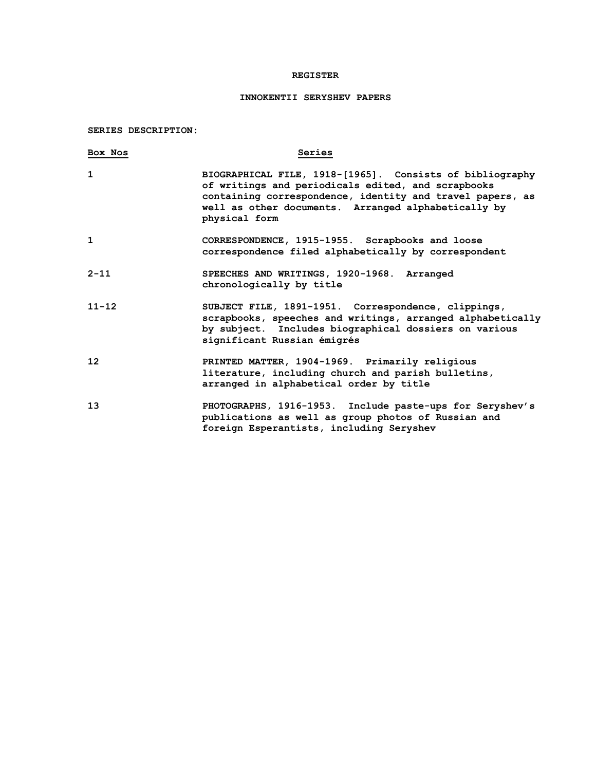**REGISTER**

**INNOKENTII SERYSHEV PAPERS**

**SERIES DESCRIPTION:**

| Box Nos | Series |
|---|---|
| 1 | BIOGRAPHICAL FILE, 1918-[1965]. Consists of bibliography of writings and periodicals edited, and scrapbooks containing correspondence, identity and travel papers, as well as other documents. Arranged alphabetically by physical form |
| 1 | CORRESPONDENCE, 1915-1955. Scrapbooks and loose correspondence filed alphabetically by correspondent |
| 2-11 | SPEECHES AND WRITINGS, 1920-1968. Arranged chronologically by title |
| 11-12 | SUBJECT FILE, 1891-1951. Correspondence, clippings, scrapbooks, speeches and writings, arranged alphabetically by subject. Includes biographical dossiers on various significant Russian émigrés |
| 12 | PRINTED MATTER, 1904-1969. Primarily religious literature, including church and parish bulletins, arranged in alphabetical order by title |
| 13 | PHOTOGRAPHS, 1916-1953. Include paste-ups for Seryshev's publications as well as group photos of Russian and foreign Esperantists, including Seryshev |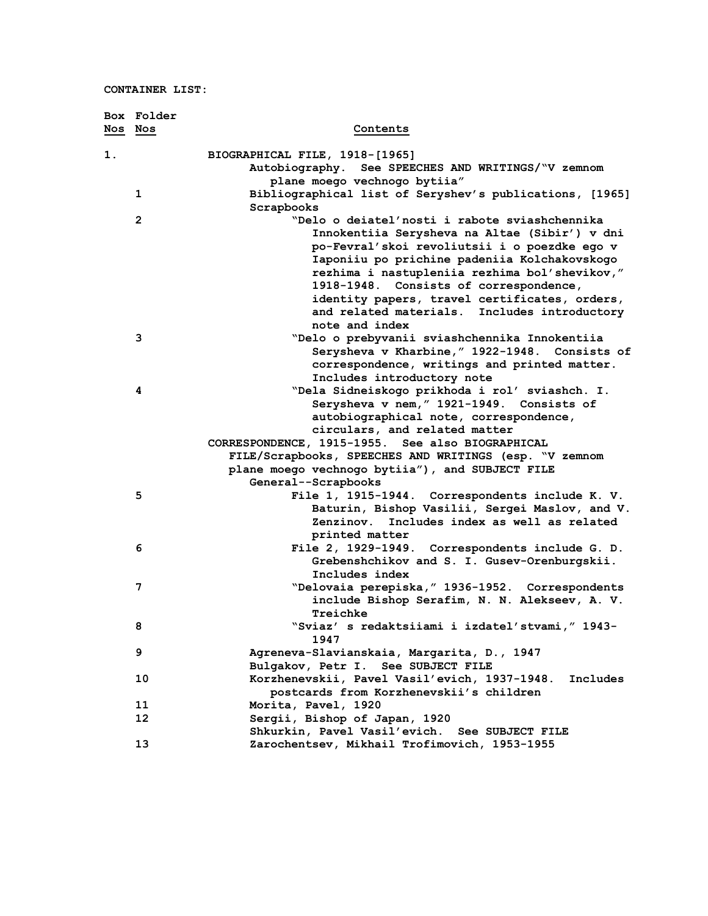CONTAINER LIST:

| Box Nos | Folder Nos | Contents |
|---|---|---|
| 1. | | BIOGRAPHICAL FILE, 1918-[1965] |
| | | Autobiography. See SPEECHES AND WRITINGS/"V zemnom plane moego vechnogo bytiia" |
| | 1 | Bibliographical list of Seryshev's publications, [1965] |
| | | Scrapbooks |
| | 2 | "Delo o deiatel'nosti i rabote sviashchennika Innokentiia Serysheva na Altae (Sibir') v dni po-Fevral'skoi revoliutsii i o poezdke ego v Iaponiiu po prichine padeniia Kolchakovskogo rezhima i nastupleniia rezhima bol'shevikov," 1918-1948. Consists of correspondence, identity papers, travel certificates, orders, and related materials. Includes introductory note and index |
| | 3 | "Delo o prebyvanii sviashchennika Innokentiia Serysheva v Kharbine," 1922-1948. Consists of correspondence, writings and printed matter. Includes introductory note |
| | 4 | "Dela Sidneiskogo prikhoda i rol' sviashch. I. Serysheva v nem," 1921-1949. Consists of autobiographical note, correspondence, circulars, and related matter |
| | | CORRESPONDENCE, 1915-1955. See also BIOGRAPHICAL FILE/Scrapbooks, SPEECHES AND WRITINGS (esp. "V zemnom plane moego vechnogo bytiia"), and SUBJECT FILE |
| | | General--Scrapbooks |
| | 5 | File 1, 1915-1944. Correspondents include K. V. Baturin, Bishop Vasilii, Sergei Maslov, and V. Zenzinov. Includes index as well as related printed matter |
| | 6 | File 2, 1929-1949. Correspondents include G. D. Grebenshchikov and S. I. Gusev-Orenburgskii. Includes index |
| | 7 | "Delovaia perepiska," 1936-1952. Correspondents include Bishop Serafim, N. N. Alekseev, A. V. Treichke |
| | 8 | "Sviaz' s redaktsiiami i izdatel'stvami," 1943-1947 |
| | 9 | Agreneva-Slavianskaia, Margarita, D., 1947 |
| | | Bulgakov, Petr I. See SUBJECT FILE |
| | 10 | Korzhenevskii, Pavel Vasil'evich, 1937-1948. Includes postcards from Korzhenevskii's children |
| | 11 | Morita, Pavel, 1920 |
| | 12 | Sergii, Bishop of Japan, 1920 |
| | | Shkurkin, Pavel Vasil'evich. See SUBJECT FILE |
| | 13 | Zarochentsev, Mikhail Trofimovich, 1953-1955 |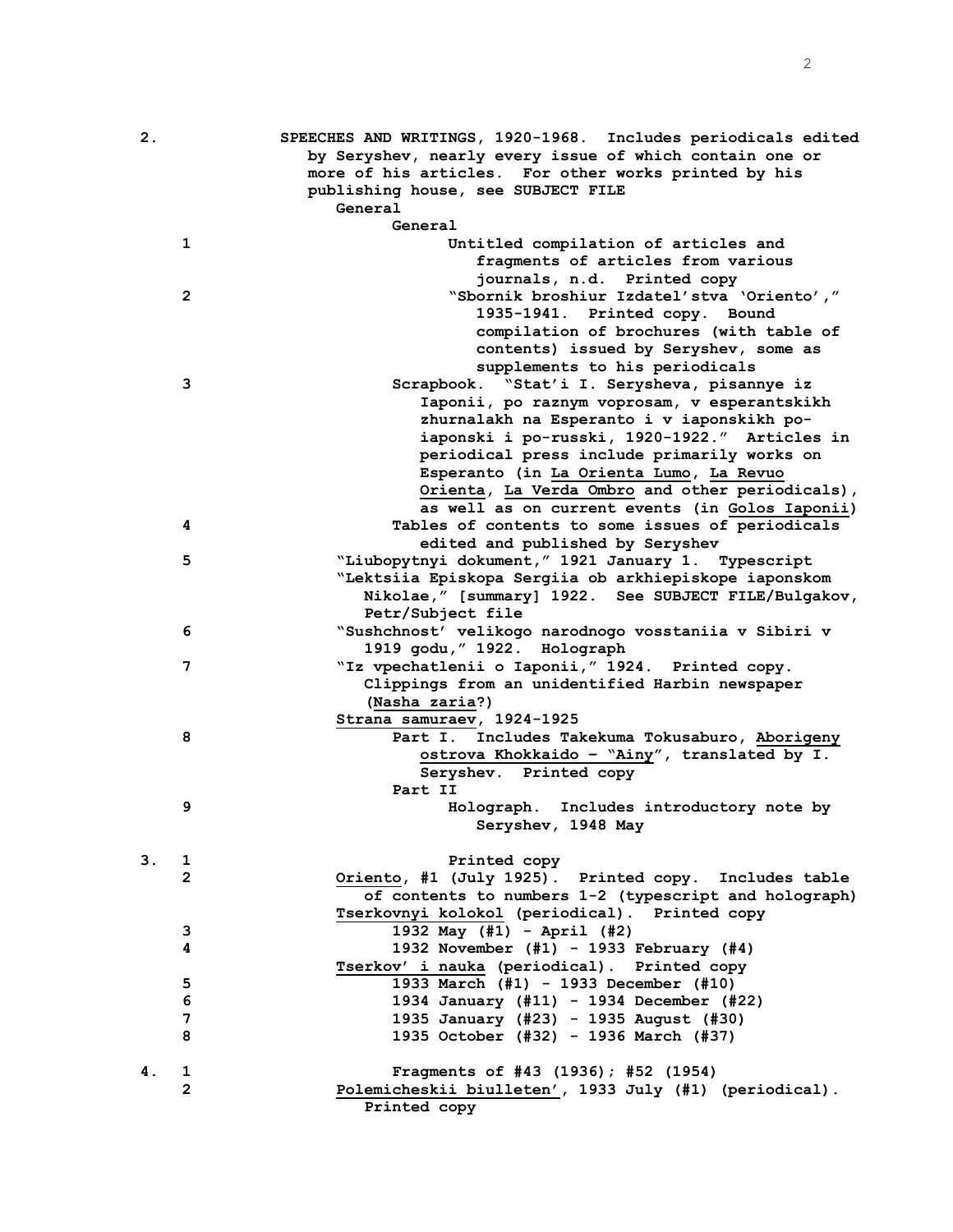**2.** **SPEECHES AND WRITINGS, 1920-1968. Includes periodicals edited by Seryshev, nearly every issue of which contain one or more of his articles. For other works printed by his publishing house, see SUBJECT FILE**

**General**

**General**

| Box | Folder | Description |
|---|---|---|
| 2. | 1 | Untitled compilation of articles and fragments of articles from various journals, n.d. Printed copy |
| | 2 | "Sbornik broshiur Izdatel'stva 'Oriento'," 1935-1941. Printed copy. Bound compilation of brochures (with table of contents) issued by Seryshev, some as supplements to his periodicals |
| | 3 | Scrapbook. "Stat'i I. Serysheva, pisannye iz Iaponii, po raznym voprosam, v esperantskikh zhurnalakh na Esperanto i v iaponskikh po-iaponski i po-russki, 1920-1922." Articles in periodical press include primarily works on Esperanto (in <u>La Orienta Lumo</u>, <u>La Revuo Orienta</u>, <u>La Verda Ombro</u> and other periodicals), as well as on current events (in <u>Golos Iaponii</u>) |
| | 4 | Tables of contents to some issues of periodicals edited and published by Seryshev |
| | 5 | "Liubopytnyi dokument," 1921 January 1. Typescript |
| | | "Lektsiia Episkopa Sergiia ob arkhiepiskope iaponskom Nikolae," [summary] 1922. See SUBJECT FILE/Bulgakov, Petr/Subject file |
| | 6 | "Sushchnost' velikogo narodnogo vosstaniia v Sibiri v 1919 godu," 1922. Holograph |
| | 7 | "Iz vpechatlenii o Iaponii," 1924. Printed copy. Clippings from an unidentified Harbin newspaper (<u>Nasha zaria</u>?) |
| | | <u>Strana samuraev</u>, 1924-1925 |
| | 8 | Part I. Includes Takekuma Tokusaburo, <u>Aborigeny ostrova Khokkaido – "Ainy"</u>, translated by I. Seryshev. Printed copy |
| | | Part II |
| | 9 | Holograph. Includes introductory note by Seryshev, 1948 May |
| 3. | 1 | Printed copy |
| | 2 | <u>Oriento</u>, #1 (July 1925). Printed copy. Includes table of contents to numbers 1-2 (typescript and holograph) |
| | | <u>Tserkovnyi kolokol</u> (periodical). Printed copy |
| | 3 | 1932 May (#1) - April (#2) |
| | 4 | 1932 November (#1) - 1933 February (#4) |
| | | <u>Tserkov' i nauka</u> (periodical). Printed copy |
| | 5 | 1933 March (#1) - 1933 December (#10) |
| | 6 | 1934 January (#11) - 1934 December (#22) |
| | 7 | 1935 January (#23) - 1935 August (#30) |
| | 8 | 1935 October (#32) - 1936 March (#37) |
| 4. | 1 | Fragments of #43 (1936); #52 (1954) |
| | 2 | <u>Polemicheskii biulleten'</u>, 1933 July (#1) (periodical). Printed copy |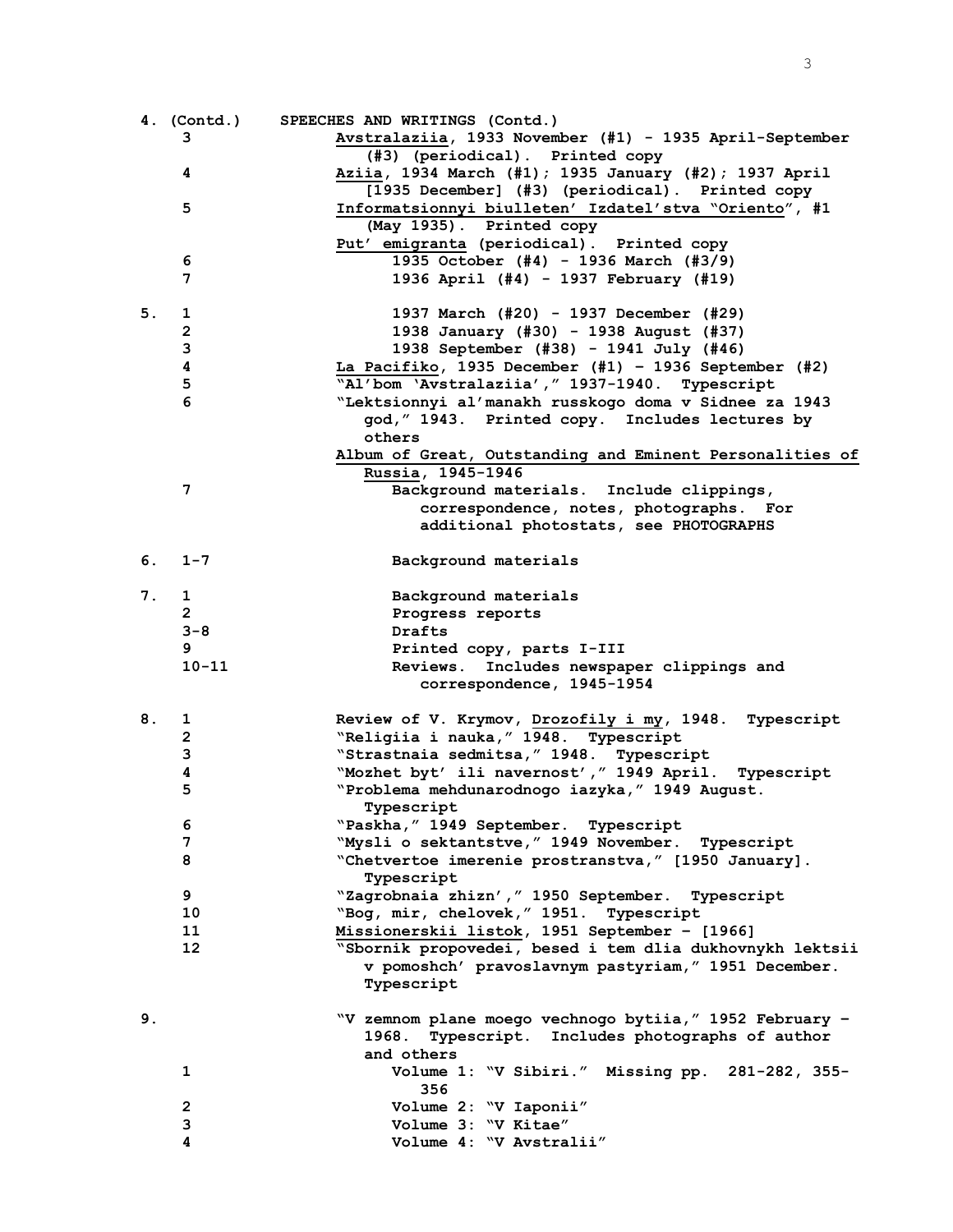| | | |
|---|---|---|
| 4. (Contd.) | | SPEECHES AND WRITINGS (Contd.) |
| | 3 | Avstralaziia, 1933 November (#1) - 1935 April-September (#3) (periodical). Printed copy |
| | 4 | Aziia, 1934 March (#1); 1935 January (#2); 1937 April [1935 December] (#3) (periodical). Printed copy |
| | 5 | Informatsionnyi biulleten' Izdatel'stva "Oriento", #1 (May 1935). Printed copy |
| | | Put' emigranta (periodical). Printed copy |
| | 6 | 1935 October (#4) - 1936 March (#3/9) |
| | 7 | 1936 April (#4) - 1937 February (#19) |
| 5. | 1 | 1937 March (#20) - 1937 December (#29) |
| | 2 | 1938 January (#30) - 1938 August (#37) |
| | 3 | 1938 September (#38) - 1941 July (#46) |
| | 4 | La Pacifiko, 1935 December (#1) – 1936 September (#2) |
| | 5 | "Al'bom 'Avstralaziia'," 1937-1940. Typescript |
| | 6 | "Lektsionnyi al'manakh russkogo doma v Sidnee za 1943 god," 1943. Printed copy. Includes lectures by others |
| | | Album of Great, Outstanding and Eminent Personalities of Russia, 1945-1946 |
| | 7 | Background materials. Include clippings, correspondence, notes, photographs. For additional photostats, see PHOTOGRAPHS |
| 6. | 1-7 | Background materials |
| 7. | 1 | Background materials |
| | 2 | Progress reports |
| | 3-8 | Drafts |
| | 9 | Printed copy, parts I-III |
| | 10-11 | Reviews. Includes newspaper clippings and correspondence, 1945-1954 |
| 8. | 1 | Review of V. Krymov, Drozofily i my, 1948. Typescript |
| | 2 | "Religiia i nauka," 1948. Typescript |
| | 3 | "Strastnaia sedmitsa," 1948. Typescript |
| | 4 | "Mozhet byt' ili navernost'," 1949 April. Typescript |
| | 5 | "Problema mehdunarodnogo iazyka," 1949 August. Typescript |
| | 6 | "Paskha," 1949 September. Typescript |
| | 7 | "Mysli o sektantstve," 1949 November. Typescript |
| | 8 | "Chetvertoe imerenie prostranstva," [1950 January]. Typescript |
| | 9 | "Zagrobnaia zhizn'," 1950 September. Typescript |
| | 10 | "Bog, mir, chelovek," 1951. Typescript |
| | 11 | Missionerskii listok, 1951 September – [1966] |
| | 12 | "Sbornik propovedei, besed i tem dlia dukhovnykh lektsii v pomoshch' pravoslavnym pastyriam," 1951 December. Typescript |
| 9. | | "V zemnom plane moego vechnogo bytiia," 1952 February – 1968. Typescript. Includes photographs of author and others |
| | 1 | Volume 1: "V Sibiri." Missing pp. 281-282, 355-356 |
| | 2 | Volume 2: "V Iaponii" |
| | 3 | Volume 3: "V Kitae" |
| | 4 | Volume 4: "V Avstralii" |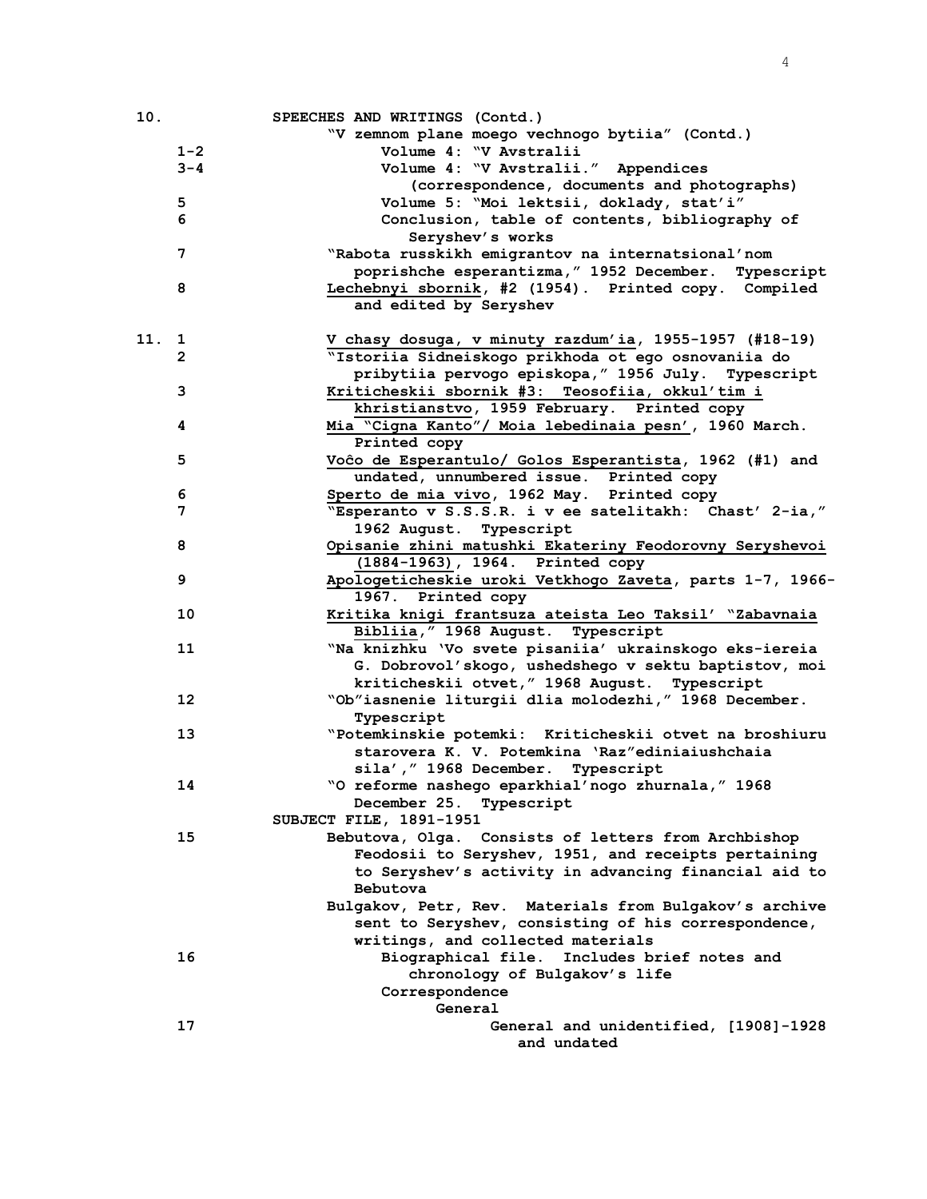10. SPEECHES AND WRITINGS (Contd.)

"V zemnom plane moego vechnogo bytiia" (Contd.)

- 1-2 Volume 4: "V Avstralii
- 3-4 Volume 4: "V Avstralii." Appendices (correspondence, documents and photographs)
- 5 Volume 5: "Moi lektsii, doklady, stat'i"
- 6 Conclusion, table of contents, bibliography of Seryshev's works
- 7 "Rabota russkikh emigrantov na internatsional'nom poprishche esperantizma," 1952 December. Typescript
- 8 Lechebnyi sbornik, #2 (1954). Printed copy. Compiled and edited by Seryshev

11.

- 1 V chasy dosuga, v minuty razdum'ia, 1955-1957 (#18-19)
- 2 "Istoriia Sidneiskogo prikhoda ot ego osnovaniia do pribytiia pervogo episkopa," 1956 July. Typescript
- 3 Kriticheskii sbornik #3: Teosofiia, okkul'tim i khristianstvo, 1959 February. Printed copy
- 4 Mia "Cigna Kanto"/ Moia lebedinaia pesn', 1960 March. Printed copy
- 5 Voĉo de Esperantulo/ Golos Esperantista, 1962 (#1) and undated, unnumbered issue. Printed copy
- 6 Sperto de mia vivo, 1962 May. Printed copy
- 7 "Esperanto v S.S.S.R. i v ee satelitakh: Chast' 2-ia," 1962 August. Typescript
- 8 Opisanie zhini matushki Ekateriny Feodorovny Seryshevoi (1884-1963), 1964. Printed copy
- 9 Apologeticheskie uroki Vetkhogo Zaveta, parts 1-7, 1966-1967. Printed copy
- 10 Kritika knigi frantsuza ateista Leo Taksil' "Zabavnaia Bibliia," 1968 August. Typescript
- 11 "Na knizhku 'Vo svete pisaniia' ukrainskogo eks-iereia G. Dobrovol'skogo, ushedshego v sektu baptistov, moi kriticheskii otvet," 1968 August. Typescript
- 12 "Ob"iasnenie liturgii dlia molodezhi," 1968 December. Typescript
- 13 "Potemkinskie potemki: Kriticheskii otvet na broshiuru starovera K. V. Potemkina 'Raz"ediniaiushchaia sila'," 1968 December. Typescript
- 14 "O reforme nashego eparkhial'nogo zhurnala," 1968 December 25. Typescript

SUBJECT FILE, 1891-1951

- 15 Bebutova, Olga. Consists of letters from Archbishop Feodosii to Seryshev, 1951, and receipts pertaining to Seryshev's activity in advancing financial aid to Bebutova

Bulgakov, Petr, Rev. Materials from Bulgakov's archive sent to Seryshev, consisting of his correspondence, writings, and collected materials

- 16 Biographical file. Includes brief notes and chronology of Bulgakov's life

Correspondence

General

- 17 General and unidentified, [1908]-1928 and undated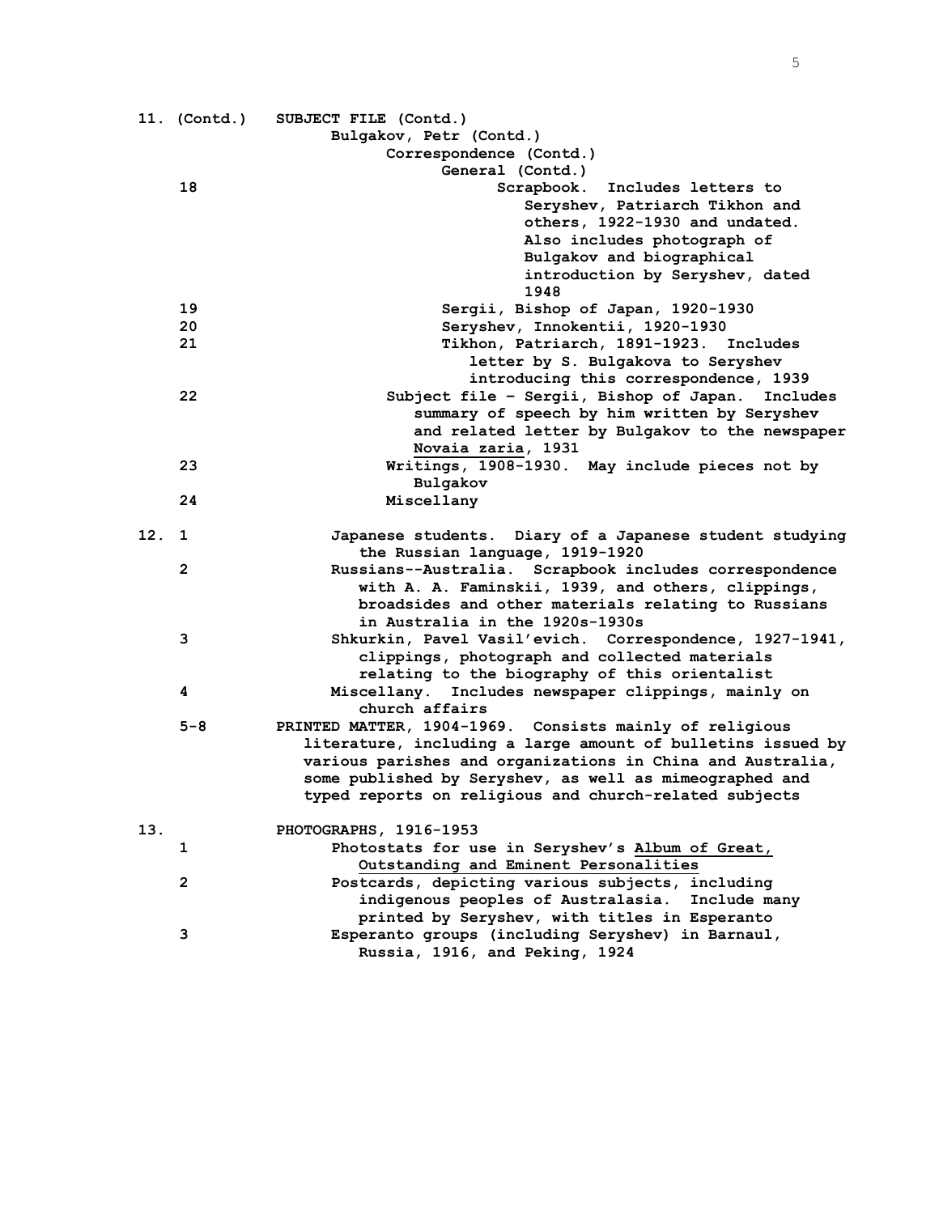11. (Contd.) SUBJECT FILE (Contd.)

Bulgakov, Petr (Contd.)

Correspondence (Contd.)

General (Contd.)

18 Scrapbook. Includes letters to Seryshev, Patriarch Tikhon and others, 1922-1930 and undated. Also includes photograph of Bulgakov and biographical introduction by Seryshev, dated 1948

19 Sergii, Bishop of Japan, 1920-1930

20 Seryshev, Innokentii, 1920-1930

21 Tikhon, Patriarch, 1891-1923. Includes letter by S. Bulgakova to Seryshev introducing this correspondence, 1939

22 Subject file – Sergii, Bishop of Japan. Includes summary of speech by him written by Seryshev and related letter by Bulgakov to the newspaper <u>Novaia zaria</u>, 1931

23 Writings, 1908-1930. May include pieces not by Bulgakov

24 Miscellany

12\. 1 Japanese students. Diary of a Japanese student studying the Russian language, 1919-1920

2 Russians--Australia. Scrapbook includes correspondence with A. A. Faminskii, 1939, and others, clippings, broadsides and other materials relating to Russians in Australia in the 1920s-1930s

3 Shkurkin, Pavel Vasil'evich. Correspondence, 1927-1941, clippings, photograph and collected materials relating to the biography of this orientalist

4 Miscellany. Includes newspaper clippings, mainly on church affairs

5-8 PRINTED MATTER, 1904-1969. Consists mainly of religious literature, including a large amount of bulletins issued by various parishes and organizations in China and Australia, some published by Seryshev, as well as mimeographed and typed reports on religious and church-related subjects

13\. PHOTOGRAPHS, 1916-1953

1 Photostats for use in Seryshev's <u>Album of Great, Outstanding and Eminent Personalities</u>

2 Postcards, depicting various subjects, including indigenous peoples of Australasia. Include many printed by Seryshev, with titles in Esperanto

3 Esperanto groups (including Seryshev) in Barnaul, Russia, 1916, and Peking, 1924